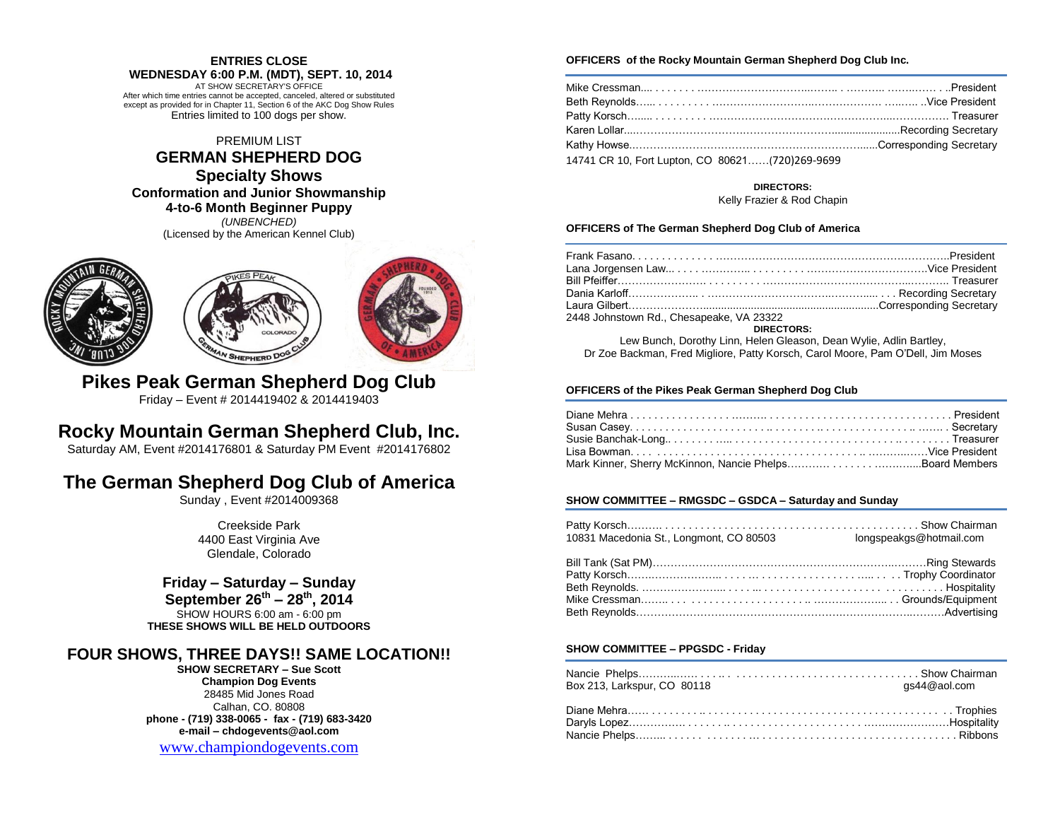**ENTRIES CLOSE**
**WEDNESDAY 6:00 P.M. (MDT), SEPT. 10, 2014**
AT SHOW SECRETARY'S OFFICE
After which time entries cannot be accepted, canceled, altered or substituted except as provided for in Chapter 11, Section 6 of the AKC Dog Show Rules
Entries limited to 100 dogs per show.

PREMIUM LIST

# GERMAN SHEPHERD DOG Specialty Shows

**Conformation and Junior Showmanship**
**4-to-6 Month Beginner Puppy**
*(UNBENCHED)*
(Licensed by the American Kennel Club)

## Pikes Peak German Shepherd Dog Club

Friday – Event # 2014419402 & 2014419403

## Rocky Mountain German Shepherd Club, Inc.

Saturday AM, Event #2014176801 & Saturday PM Event #2014176802

## The German Shepherd Dog Club of America

Sunday , Event #2014009368

Creekside Park
4400 East Virginia Ave
Glendale, Colorado

**Friday – Saturday – Sunday**
**September 26th – 28th, 2014**
SHOW HOURS 6:00 am - 6:00 pm
**THESE SHOWS WILL BE HELD OUTDOORS**

## FOUR SHOWS, THREE DAYS!! SAME LOCATION!!

**SHOW SECRETARY – Sue Scott**
**Champion Dog Events**
28485 Mid Jones Road
Calhan, CO. 80808
**phone - (719) 338-0065 - fax - (719) 683-3420**
**e-mail – chdogevents@aol.com**
www.championdogevents.com

### OFFICERS of the Rocky Mountain German Shepherd Dog Club Inc.

Mike Cressman....................President
Beth Reynolds....................Vice President
Patty Korsch....................Treasurer
Karen Lollar....................Recording Secretary
Kathy Howse....................Corresponding Secretary
14741 CR 10, Fort Lupton, CO 80621......(720)269-9699

**DIRECTORS:**
Kelly Frazier & Rod Chapin

### OFFICERS of The German Shepherd Dog Club of America

Frank Fasano....................President
Lana Jorgensen Law....................Vice President
Bill Pfeiffer....................Treasurer
Dania Karloff....................Recording Secretary
Laura Gilbert....................Corresponding Secretary
2448 Johnstown Rd., Chesapeake, VA 23322

**DIRECTORS:**
Lew Bunch, Dorothy Linn, Helen Gleason, Dean Wylie, Adlin Bartley,
Dr Zoe Backman, Fred Migliore, Patty Korsch, Carol Moore, Pam O'Dell, Jim Moses

### OFFICERS of the Pikes Peak German Shepherd Dog Club

Diane Mehra....................President
Susan Casey....................Secretary
Susie Banchak-Long....................Treasurer
Lisa Bowman....................Vice President
Mark Kinner, Sherry McKinnon, Nancie Phelps....................Board Members

### SHOW COMMITTEE – RMGSDC – GSDCA – Saturday and Sunday

Patty Korsch....................Show Chairman
10831 Macedonia St., Longmont, CO 80503 longspeakgs@hotmail.com

Bill Tank (Sat PM)....................Ring Stewards
Patty Korsch....................Trophy Coordinator
Beth Reynolds....................Hospitality
Mike Cressman....................Grounds/Equipment
Beth Reynolds....................Advertising

### SHOW COMMITTEE – PPGSDC - Friday

Nancie Phelps....................Show Chairman
Box 213, Larkspur, CO 80118 gs44@aol.com

Diane Mehra....................Trophies
Daryls Lopez....................Hospitality
Nancie Phelps....................Ribbons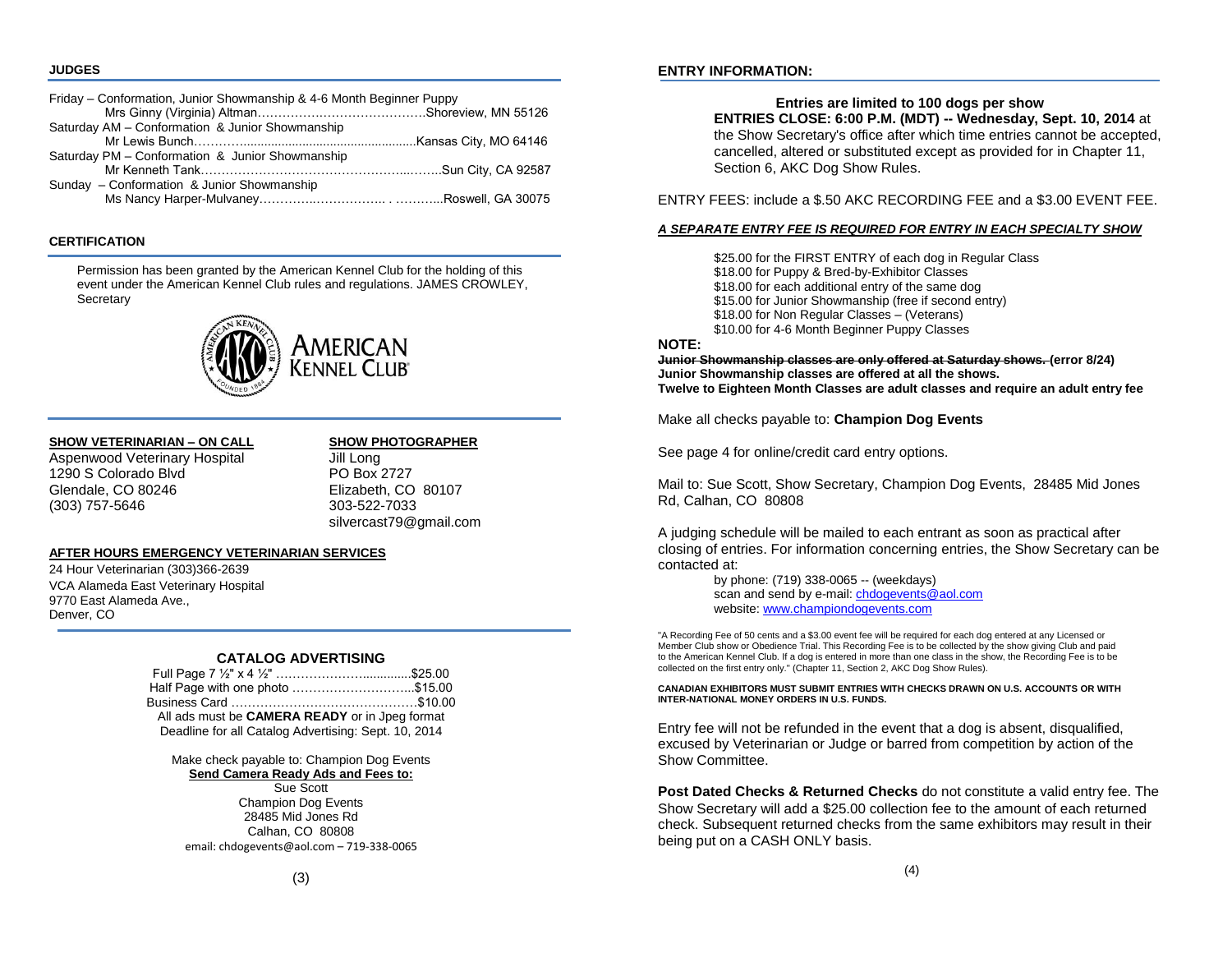## JUDGES

Friday – Conformation, Junior Showmanship & 4-6 Month Beginner Puppy
Mrs Ginny (Virginia) Altman……………………………………Shoreview, MN 55126
Saturday AM – Conformation & Junior Showmanship
Mr Lewis Bunch…………................................................Kansas City, MO 64146
Saturday PM – Conformation & Junior Showmanship
Mr Kenneth Tank……………………………………………...……..Sun City, CA 92587
Sunday – Conformation & Junior Showmanship
Ms Nancy Harper-Mulvaney…………..…………….. . ………...Roswell, GA 30075

## CERTIFICATION

Permission has been granted by the American Kennel Club for the holding of this event under the American Kennel Club rules and regulations. JAMES CROWLEY, Secretary

**SHOW VETERINARIAN – ON CALL**
Aspenwood Veterinary Hospital
1290 S Colorado Blvd
Glendale, CO 80246
(303) 757-5646

**SHOW PHOTOGRAPHER**
Jill Long
PO Box 2727
Elizabeth, CO 80107
303-522-7033
silvercast79@gmail.com

**AFTER HOURS EMERGENCY VETERINARIAN SERVICES**
24 Hour Veterinarian (303)366-2639
VCA Alameda East Veterinary Hospital
9770 East Alameda Ave.,
Denver, CO

## CATALOG ADVERTISING

Full Page 7 ½" x 4 ½" ………………….............$25.00
Half Page with one photo ………………………...$15.00
Business Card ………………………………………$10.00
All ads must be **CAMERA READY** or in Jpeg format
Deadline for all Catalog Advertising: Sept. 10, 2014

Make check payable to: Champion Dog Events
**Send Camera Ready Ads and Fees to:**
Sue Scott
Champion Dog Events
28485 Mid Jones Rd
Calhan, CO 80808
email: chdogevents@aol.com – 719-338-0065

## ENTRY INFORMATION:

**Entries are limited to 100 dogs per show**
**ENTRIES CLOSE: 6:00 P.M. (MDT) -- Wednesday, Sept. 10, 2014** at the Show Secretary's office after which time entries cannot be accepted, cancelled, altered or substituted except as provided for in Chapter 11, Section 6, AKC Dog Show Rules.

ENTRY FEES: include a $.50 AKC RECORDING FEE and a $3.00 EVENT FEE.

***A SEPARATE ENTRY FEE IS REQUIRED FOR ENTRY IN EACH SPECIALTY SHOW***

$25.00 for the FIRST ENTRY of each dog in Regular Class
$18.00 for Puppy & Bred-by-Exhibitor Classes
$18.00 for each additional entry of the same dog
$15.00 for Junior Showmanship (free if second entry)
$18.00 for Non Regular Classes – (Veterans)
$10.00 for 4-6 Month Beginner Puppy Classes

**NOTE:**
**~~Junior Showmanship classes are only offered at Saturday shows.~~ (error 8/24)**
**Junior Showmanship classes are offered at all the shows.**
**Twelve to Eighteen Month Classes are adult classes and require an adult entry fee**

Make all checks payable to: **Champion Dog Events**

See page 4 for online/credit card entry options.

Mail to: Sue Scott, Show Secretary, Champion Dog Events, 28485 Mid Jones Rd, Calhan, CO 80808

A judging schedule will be mailed to each entrant as soon as practical after closing of entries. For information concerning entries, the Show Secretary can be contacted at:
by phone: (719) 338-0065 -- (weekdays)
scan and send by e-mail: chdogevents@aol.com
website: www.championdogevents.com

"A Recording Fee of 50 cents and a $3.00 event fee will be required for each dog entered at any Licensed or Member Club show or Obedience Trial. This Recording Fee is to be collected by the show giving Club and paid to the American Kennel Club. If a dog is entered in more than one class in the show, the Recording Fee is to be collected on the first entry only." (Chapter 11, Section 2, AKC Dog Show Rules).

**CANADIAN EXHIBITORS MUST SUBMIT ENTRIES WITH CHECKS DRAWN ON U.S. ACCOUNTS OR WITH INTER-NATIONAL MONEY ORDERS IN U.S. FUNDS.**

Entry fee will not be refunded in the event that a dog is absent, disqualified, excused by Veterinarian or Judge or barred from competition by action of the Show Committee.

**Post Dated Checks & Returned Checks** do not constitute a valid entry fee. The Show Secretary will add a $25.00 collection fee to the amount of each returned check. Subsequent returned checks from the same exhibitors may result in their being put on a CASH ONLY basis.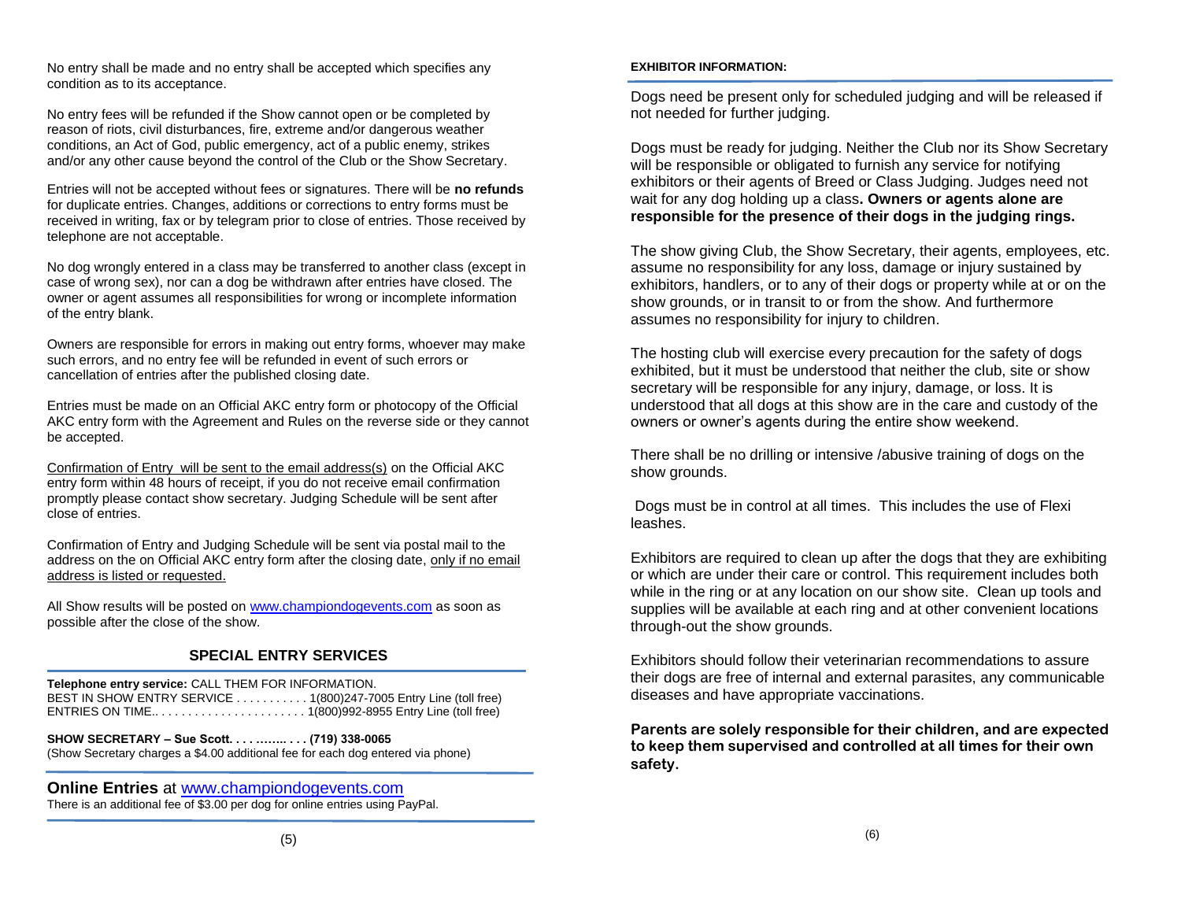No entry shall be made and no entry shall be accepted which specifies any condition as to its acceptance.

No entry fees will be refunded if the Show cannot open or be completed by reason of riots, civil disturbances, fire, extreme and/or dangerous weather conditions, an Act of God, public emergency, act of a public enemy, strikes and/or any other cause beyond the control of the Club or the Show Secretary.

Entries will not be accepted without fees or signatures. There will be **no refunds** for duplicate entries. Changes, additions or corrections to entry forms must be received in writing, fax or by telegram prior to close of entries. Those received by telephone are not acceptable.

No dog wrongly entered in a class may be transferred to another class (except in case of wrong sex), nor can a dog be withdrawn after entries have closed. The owner or agent assumes all responsibilities for wrong or incomplete information of the entry blank.

Owners are responsible for errors in making out entry forms, whoever may make such errors, and no entry fee will be refunded in event of such errors or cancellation of entries after the published closing date.

Entries must be made on an Official AKC entry form or photocopy of the Official AKC entry form with the Agreement and Rules on the reverse side or they cannot be accepted.

Confirmation of Entry will be sent to the email address(s) on the Official AKC entry form within 48 hours of receipt, if you do not receive email confirmation promptly please contact show secretary. Judging Schedule will be sent after close of entries.

Confirmation of Entry and Judging Schedule will be sent via postal mail to the address on the on Official AKC entry form after the closing date, only if no email address is listed or requested.

All Show results will be posted on www.championdogevents.com as soon as possible after the close of the show.

## SPECIAL ENTRY SERVICES

**Telephone entry service:** CALL THEM FOR INFORMATION.
BEST IN SHOW ENTRY SERVICE . . . . . . . . . . . 1(800)247-7005 Entry Line (toll free)
ENTRIES ON TIME.. . . . . . . . . . . . . . . . . . . . . . . 1(800)992-8955 Entry Line (toll free)

**SHOW SECRETARY – Sue Scott. . . . …….. . . . (719) 338-0065**
(Show Secretary charges a $4.00 additional fee for each dog entered via phone)

**Online Entries** at www.championdogevents.com
There is an additional fee of $3.00 per dog for online entries using PayPal.

**EXHIBITOR INFORMATION:**

Dogs need be present only for scheduled judging and will be released if not needed for further judging.

Dogs must be ready for judging. Neither the Club nor its Show Secretary will be responsible or obligated to furnish any service for notifying exhibitors or their agents of Breed or Class Judging. Judges need not wait for any dog holding up a class**. Owners or agents alone are responsible for the presence of their dogs in the judging rings.**

The show giving Club, the Show Secretary, their agents, employees, etc. assume no responsibility for any loss, damage or injury sustained by exhibitors, handlers, or to any of their dogs or property while at or on the show grounds, or in transit to or from the show. And furthermore assumes no responsibility for injury to children.

The hosting club will exercise every precaution for the safety of dogs exhibited, but it must be understood that neither the club, site or show secretary will be responsible for any injury, damage, or loss. It is understood that all dogs at this show are in the care and custody of the owners or owner's agents during the entire show weekend.

There shall be no drilling or intensive /abusive training of dogs on the show grounds.

Dogs must be in control at all times. This includes the use of Flexi leashes.

Exhibitors are required to clean up after the dogs that they are exhibiting or which are under their care or control. This requirement includes both while in the ring or at any location on our show site. Clean up tools and supplies will be available at each ring and at other convenient locations through-out the show grounds.

Exhibitors should follow their veterinarian recommendations to assure their dogs are free of internal and external parasites, any communicable diseases and have appropriate vaccinations.

**Parents are solely responsible for their children, and are expected to keep them supervised and controlled at all times for their own safety.**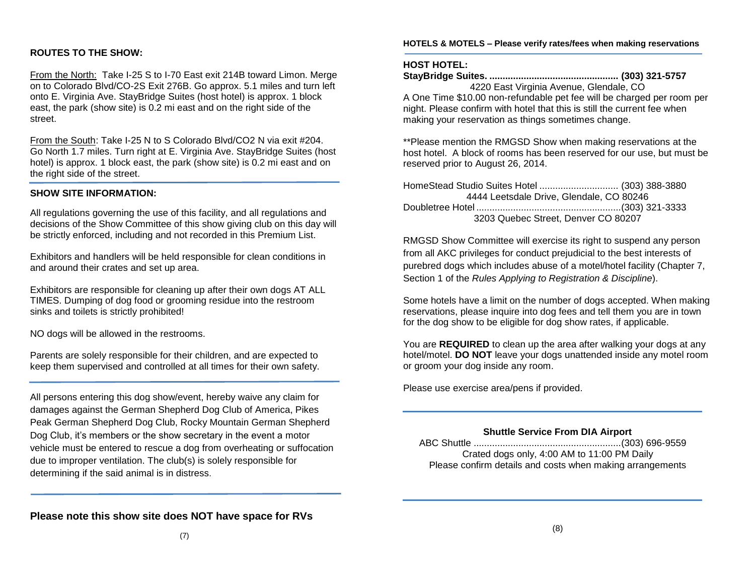## ROUTES TO THE SHOW:

From the North: Take I-25 S to I-70 East exit 214B toward Limon. Merge on to Colorado Blvd/CO-2S Exit 276B. Go approx. 5.1 miles and turn left onto E. Virginia Ave. StayBridge Suites (host hotel) is approx. 1 block east, the park (show site) is 0.2 mi east and on the right side of the street.

From the South: Take I-25 N to S Colorado Blvd/CO2 N via exit #204. Go North 1.7 miles. Turn right at E. Virginia Ave. StayBridge Suites (host hotel) is approx. 1 block east, the park (show site) is 0.2 mi east and on the right side of the street.

## SHOW SITE INFORMATION:

All regulations governing the use of this facility, and all regulations and decisions of the Show Committee of this show giving club on this day will be strictly enforced, including and not recorded in this Premium List.

Exhibitors and handlers will be held responsible for clean conditions in and around their crates and set up area.

Exhibitors are responsible for cleaning up after their own dogs AT ALL TIMES. Dumping of dog food or grooming residue into the restroom sinks and toilets is strictly prohibited!

NO dogs will be allowed in the restrooms.

Parents are solely responsible for their children, and are expected to keep them supervised and controlled at all times for their own safety.

All persons entering this dog show/event, hereby waive any claim for damages against the German Shepherd Dog Club of America, Pikes Peak German Shepherd Dog Club, Rocky Mountain German Shepherd Dog Club, it's members or the show secretary in the event a motor vehicle must be entered to rescue a dog from overheating or suffocation due to improper ventilation. The club(s) is solely responsible for determining if the said animal is in distress.

**Please note this show site does NOT have space for RVs**

## HOTELS & MOTELS – Please verify rates/fees when making reservations

**HOST HOTEL:**

**StayBridge Suites. ................................................ (303) 321-5757**
4220 East Virginia Avenue, Glendale, CO

A One Time $10.00 non-refundable pet fee will be charged per room per night. Please confirm with hotel that this is still the current fee when making your reservation as things sometimes change.

**Please mention the RMGSD Show when making reservations at the host hotel. A block of rooms has been reserved for our use, but must be reserved prior to August 26, 2014.

HomeStead Studio Suites Hotel .............................. (303) 388-3880
4444 Leetsdale Drive, Glendale, CO 80246

Doubletree Hotel .......................................................(303) 321-3333
3203 Quebec Street, Denver CO 80207

RMGSD Show Committee will exercise its right to suspend any person from all AKC privileges for conduct prejudicial to the best interests of purebred dogs which includes abuse of a motel/hotel facility (Chapter 7, Section 1 of the *Rules Applying to Registration & Discipline*).

Some hotels have a limit on the number of dogs accepted. When making reservations, please inquire into dog fees and tell them you are in town for the dog show to be eligible for dog show rates, if applicable.

You are **REQUIRED** to clean up the area after walking your dogs at any hotel/motel. **DO NOT** leave your dogs unattended inside any motel room or groom your dog inside any room.

Please use exercise area/pens if provided.

**Shuttle Service From DIA Airport**

ABC Shuttle ........................................................(303) 696-9559
Crated dogs only, 4:00 AM to 11:00 PM Daily
Please confirm details and costs when making arrangements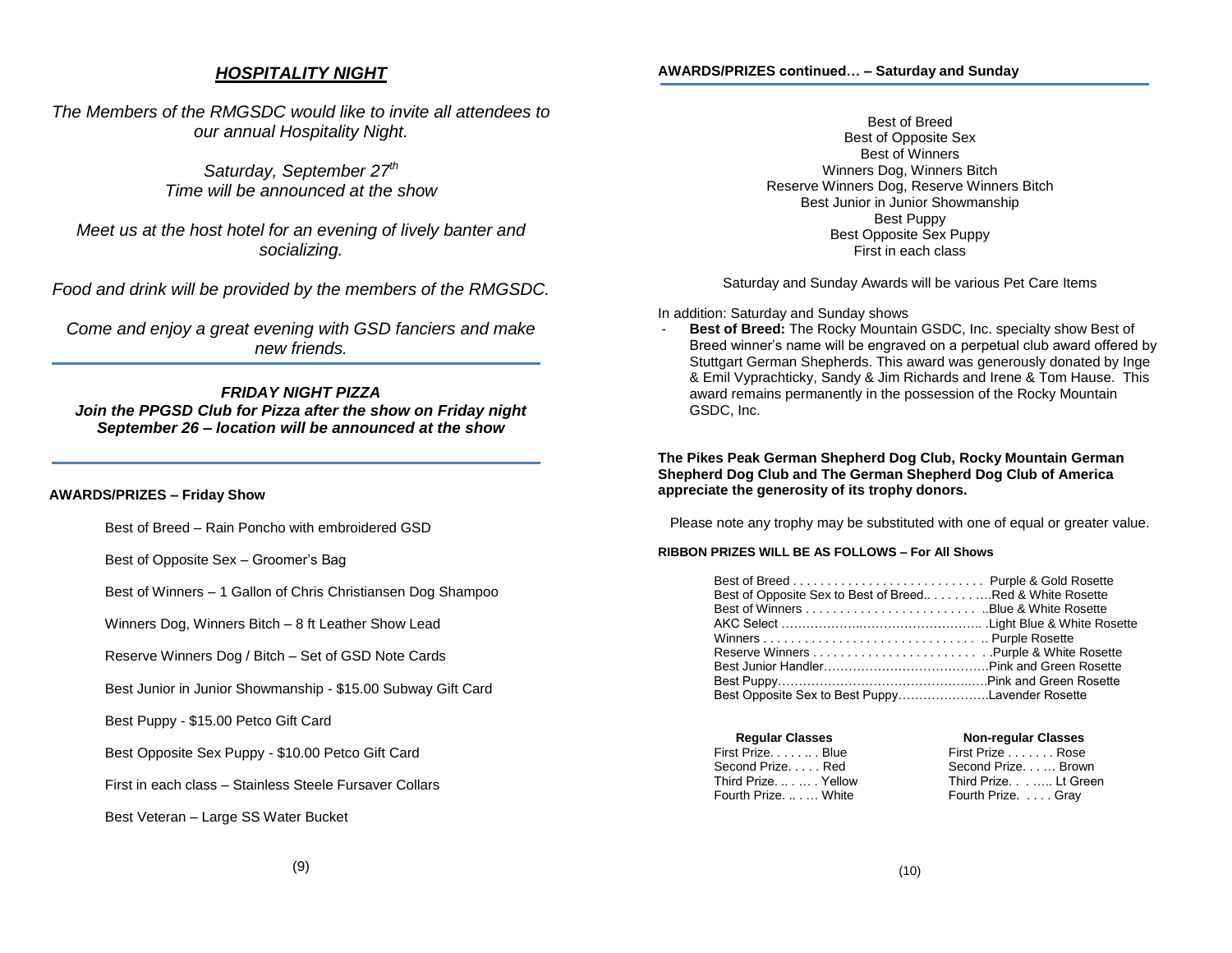## *HOSPITALITY NIGHT*

*The Members of the RMGSDC would like to invite all attendees to our annual Hospitality Night.*

*Saturday, September 27th*
*Time will be announced at the show*

*Meet us at the host hotel for an evening of lively banter and socializing.*

*Food and drink will be provided by the members of the RMGSDC.*

*Come and enjoy a great evening with GSD fanciers and make new friends.*

---

***FRIDAY NIGHT PIZZA***
***Join the PPGSD Club for Pizza after the show on Friday night September 26 – location will be announced at the show***

---

### AWARDS/PRIZES – Friday Show

Best of Breed – Rain Poncho with embroidered GSD

Best of Opposite Sex – Groomer's Bag

Best of Winners – 1 Gallon of Chris Christiansen Dog Shampoo

Winners Dog, Winners Bitch – 8 ft Leather Show Lead

Reserve Winners Dog / Bitch – Set of GSD Note Cards

Best Junior in Junior Showmanship - $15.00 Subway Gift Card

Best Puppy - $15.00 Petco Gift Card

Best Opposite Sex Puppy - $10.00 Petco Gift Card

First in each class – Stainless Steele Fursaver Collars

Best Veteran – Large SS Water Bucket

### AWARDS/PRIZES continued… – Saturday and Sunday

Best of Breed
Best of Opposite Sex
Best of Winners
Winners Dog, Winners Bitch
Reserve Winners Dog, Reserve Winners Bitch
Best Junior in Junior Showmanship
Best Puppy
Best Opposite Sex Puppy
First in each class

Saturday and Sunday Awards will be various Pet Care Items

In addition: Saturday and Sunday shows

- **Best of Breed:** The Rocky Mountain GSDC, Inc. specialty show Best of Breed winner's name will be engraved on a perpetual club award offered by Stuttgart German Shepherds. This award was generously donated by Inge & Emil Vyprachticky, Sandy & Jim Richards and Irene & Tom Hause. This award remains permanently in the possession of the Rocky Mountain GSDC, Inc.

**The Pikes Peak German Shepherd Dog Club, Rocky Mountain German Shepherd Dog Club and The German Shepherd Dog Club of America appreciate the generosity of its trophy donors.**

Please note any trophy may be substituted with one of equal or greater value.

#### RIBBON PRIZES WILL BE AS FOLLOWS – For All Shows

| Award | Ribbon |
|---|---|
| Best of Breed | Purple & Gold Rosette |
| Best of Opposite Sex to Best of Breed | Red & White Rosette |
| Best of Winners | Blue & White Rosette |
| AKC Select | Light Blue & White Rosette |
| Winners | Purple Rosette |
| Reserve Winners | Purple & White Rosette |
| Best Junior Handler | Pink and Green Rosette |
| Best Puppy | Pink and Green Rosette |
| Best Opposite Sex to Best Puppy | Lavender Rosette |

| Regular Classes | | Non-regular Classes | |
|---|---|---|---|
| First Prize | Blue | First Prize | Rose |
| Second Prize | Red | Second Prize | Brown |
| Third Prize | Yellow | Third Prize | Lt Green |
| Fourth Prize | White | Fourth Prize | Gray |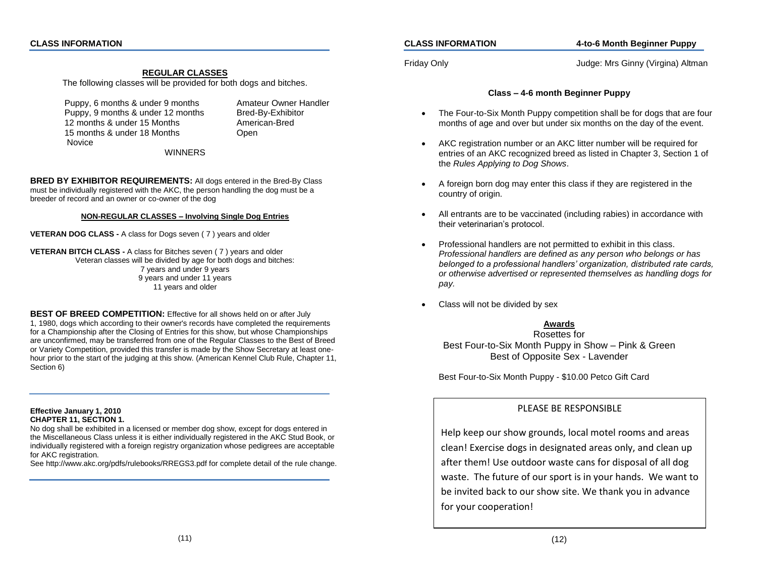## CLASS INFORMATION

### REGULAR CLASSES

The following classes will be provided for both dogs and bitches.

Puppy, 6 months & under 9 months
Puppy, 9 months & under 12 months
12 months & under 15 Months
15 months & under 18 Months
Novice
Amateur Owner Handler
Bred-By-Exhibitor
American-Bred
Open

WINNERS

**BRED BY EXHIBITOR REQUIREMENTS:** All dogs entered in the Bred-By Class must be individually registered with the AKC, the person handling the dog must be a breeder of record and an owner or co-owner of the dog

**NON-REGULAR CLASSES – Involving Single Dog Entries**

**VETERAN DOG CLASS -** A class for Dogs seven ( 7 ) years and older

**VETERAN BITCH CLASS -** A class for Bitches seven ( 7 ) years and older

Veteran classes will be divided by age for both dogs and bitches:
7 years and under 9 years
9 years and under 11 years
11 years and older

**BEST OF BREED COMPETITION:** Effective for all shows held on or after July 1, 1980, dogs which according to their owner's records have completed the requirements for a Championship after the Closing of Entries for this show, but whose Championships are unconfirmed, may be transferred from one of the Regular Classes to the Best of Breed or Variety Competition, provided this transfer is made by the Show Secretary at least one-hour prior to the start of the judging at this show. (American Kennel Club Rule, Chapter 11, Section 6)

**Effective January 1, 2010**
**CHAPTER 11, SECTION 1.**

No dog shall be exhibited in a licensed or member dog show, except for dogs entered in the Miscellaneous Class unless it is either individually registered in the AKC Stud Book, or individually registered with a foreign registry organization whose pedigrees are acceptable for AKC registration.

See http://www.akc.org/pdfs/rulebooks/RREGS3.pdf for complete detail of the rule change.

## CLASS INFORMATION — 4-to-6 Month Beginner Puppy

Friday Only — Judge: Mrs Ginny (Virgina) Altman

### Class – 4-6 month Beginner Puppy

- The Four-to-Six Month Puppy competition shall be for dogs that are four months of age and over but under six months on the day of the event.
- AKC registration number or an AKC litter number will be required for entries of an AKC recognized breed as listed in Chapter 3, Section 1 of the *Rules Applying to Dog Shows*.
- A foreign born dog may enter this class if they are registered in the country of origin.
- All entrants are to be vaccinated (including rabies) in accordance with their veterinarian's protocol.
- Professional handlers are not permitted to exhibit in this class. *Professional handlers are defined as any person who belongs or has belonged to a professional handlers' organization, distributed rate cards, or otherwise advertised or represented themselves as handling dogs for pay.*
- Class will not be divided by sex

**Awards**

Rosettes for
Best Four-to-Six Month Puppy in Show – Pink & Green
Best of Opposite Sex - Lavender

Best Four-to-Six Month Puppy - $10.00 Petco Gift Card

PLEASE BE RESPONSIBLE

Help keep our show grounds, local motel rooms and areas clean! Exercise dogs in designated areas only, and clean up after them! Use outdoor waste cans for disposal of all dog waste. The future of our sport is in your hands. We want to be invited back to our show site. We thank you in advance for your cooperation!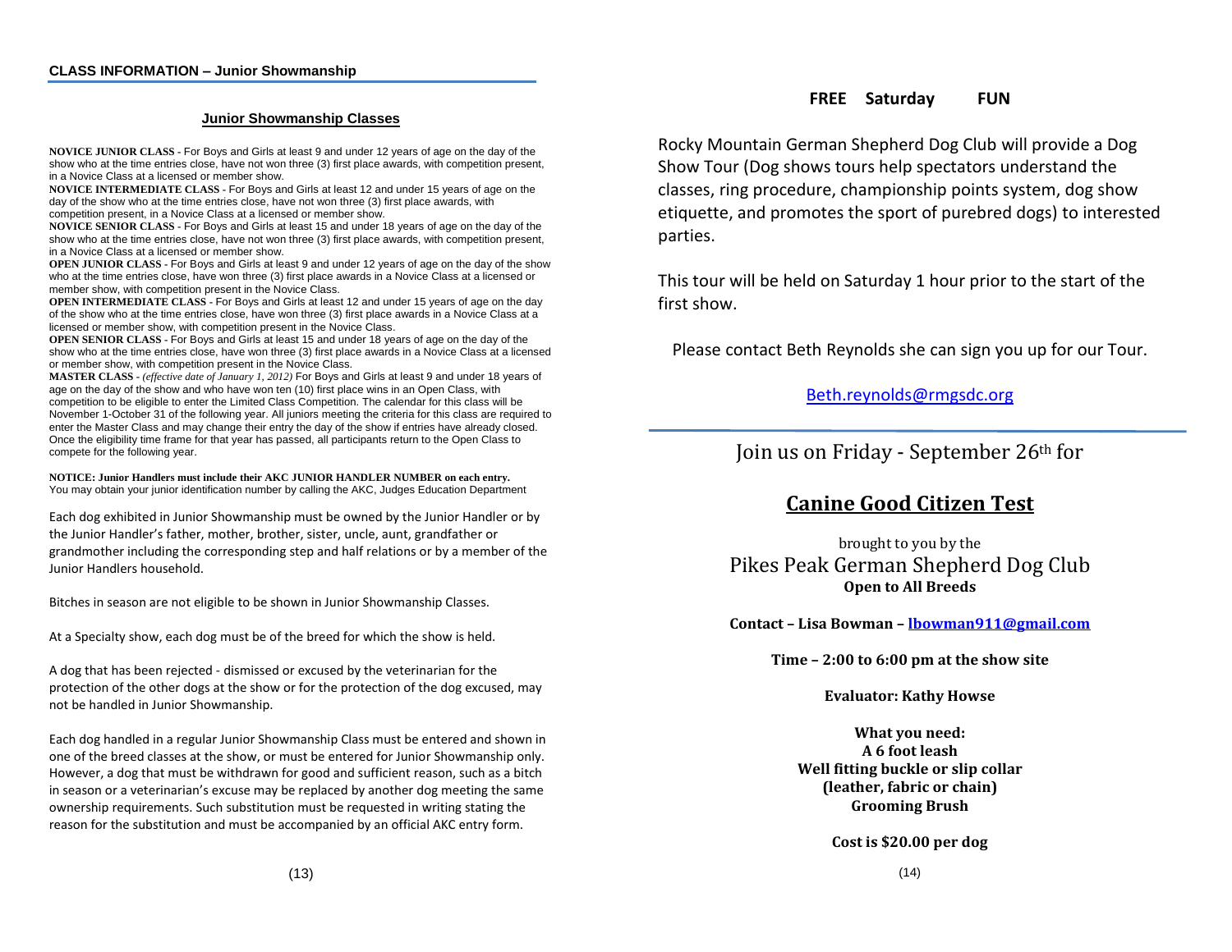## CLASS INFORMATION – Junior Showmanship

### Junior Showmanship Classes

**NOVICE JUNIOR CLASS** - For Boys and Girls at least 9 and under 12 years of age on the day of the show who at the time entries close, have not won three (3) first place awards, with competition present, in a Novice Class at a licensed or member show.

**NOVICE INTERMEDIATE CLASS** - For Boys and Girls at least 12 and under 15 years of age on the day of the show who at the time entries close, have not won three (3) first place awards, with competition present, in a Novice Class at a licensed or member show.

**NOVICE SENIOR CLASS** - For Boys and Girls at least 15 and under 18 years of age on the day of the show who at the time entries close, have not won three (3) first place awards, with competition present, in a Novice Class at a licensed or member show.

**OPEN JUNIOR CLASS** - For Boys and Girls at least 9 and under 12 years of age on the day of the show who at the time entries close, have won three (3) first place awards in a Novice Class at a licensed or member show, with competition present in the Novice Class.

**OPEN INTERMEDIATE CLASS** - For Boys and Girls at least 12 and under 15 years of age on the day of the show who at the time entries close, have won three (3) first place awards in a Novice Class at a licensed or member show, with competition present in the Novice Class.

**OPEN SENIOR CLASS** - For Boys and Girls at least 15 and under 18 years of age on the day of the show who at the time entries close, have won three (3) first place awards in a Novice Class at a licensed or member show, with competition present in the Novice Class.

**MASTER CLASS** - *(effective date of January 1, 2012)* For Boys and Girls at least 9 and under 18 years of age on the day of the show and who have won ten (10) first place wins in an Open Class, with competition to be eligible to enter the Limited Class Competition. The calendar for this class will be November 1-October 31 of the following year. All juniors meeting the criteria for this class are required to enter the Master Class and may change their entry the day of the show if entries have already closed. Once the eligibility time frame for that year has passed, all participants return to the Open Class to compete for the following year.

**NOTICE: Junior Handlers must include their AKC JUNIOR HANDLER NUMBER on each entry.**
You may obtain your junior identification number by calling the AKC, Judges Education Department

Each dog exhibited in Junior Showmanship must be owned by the Junior Handler or by the Junior Handler's father, mother, brother, sister, uncle, aunt, grandfather or grandmother including the corresponding step and half relations or by a member of the Junior Handlers household.

Bitches in season are not eligible to be shown in Junior Showmanship Classes.

At a Specialty show, each dog must be of the breed for which the show is held.

A dog that has been rejected - dismissed or excused by the veterinarian for the protection of the other dogs at the show or for the protection of the dog excused, may not be handled in Junior Showmanship.

Each dog handled in a regular Junior Showmanship Class must be entered and shown in one of the breed classes at the show, or must be entered for Junior Showmanship only. However, a dog that must be withdrawn for good and sufficient reason, such as a bitch in season or a veterinarian's excuse may be replaced by another dog meeting the same ownership requirements. Such substitution must be requested in writing stating the reason for the substitution and must be accompanied by an official AKC entry form.

## FREE Saturday FUN

Rocky Mountain German Shepherd Dog Club will provide a Dog Show Tour (Dog shows tours help spectators understand the classes, ring procedure, championship points system, dog show etiquette, and promotes the sport of purebred dogs) to interested parties.

This tour will be held on Saturday 1 hour prior to the start of the first show.

Please contact Beth Reynolds she can sign you up for our Tour.

Beth.reynolds@rmgsdc.org

---

Join us on Friday - September 26th for

## Canine Good Citizen Test

brought to you by the
Pikes Peak German Shepherd Dog Club
**Open to All Breeds**

**Contact – Lisa Bowman – lbowman911@gmail.com**

**Time – 2:00 to 6:00 pm at the show site**

**Evaluator: Kathy Howse**

**What you need:**
**A 6 foot leash**
**Well fitting buckle or slip collar (leather, fabric or chain)**
**Grooming Brush**

**Cost is $20.00 per dog**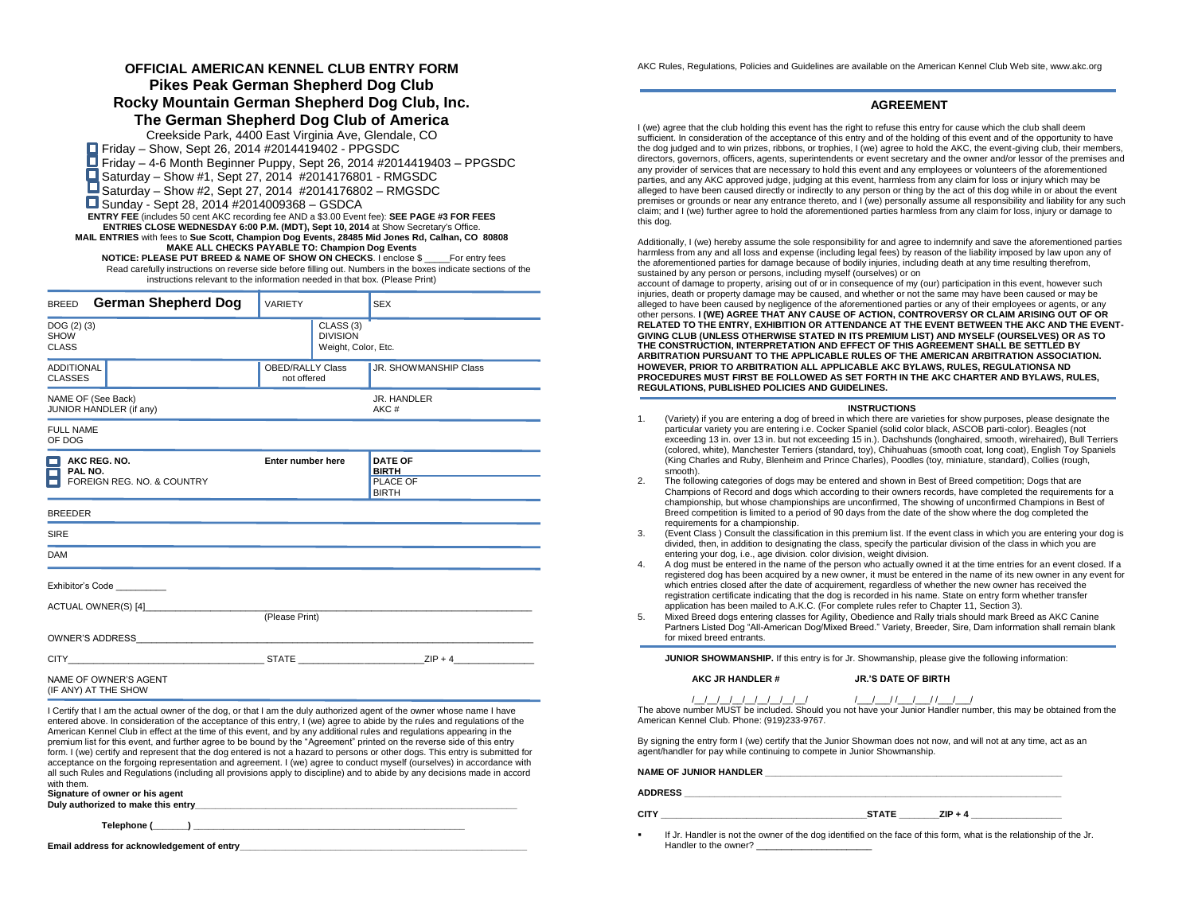# OFFICIAL AMERICAN KENNEL CLUB ENTRY FORM
## Pikes Peak German Shepherd Dog Club
## Rocky Mountain German Shepherd Dog Club, Inc.
## The German Shepherd Dog Club of America

Creekside Park, 4400 East Virginia Ave, Glendale, CO

- ☐ Friday – Show, Sept 26, 2014 #2014419402 - PPGSDC
- ☐ Friday – 4-6 Month Beginner Puppy, Sept 26, 2014 #2014419403 – PPGSDC
- ☐ Saturday – Show #1, Sept 27, 2014 #2014176801 - RMGSDC
- ☐ Saturday – Show #2, Sept 27, 2014 #2014176802 – RMGSDC
- ☐ Sunday - Sept 28, 2014 #2014009368 – GSDCA

**ENTRY FEE** (includes 50 cent AKC recording fee AND a $3.00 Event fee): **SEE PAGE #3 FOR FEES**

**ENTRIES CLOSE WEDNESDAY 6:00 P.M. (MDT), Sept 10, 2014** at Show Secretary's Office.

**MAIL ENTRIES** with fees to **Sue Scott, Champion Dog Events, 28485 Mid Jones Rd, Calhan, CO 80808**

**MAKE ALL CHECKS PAYABLE TO: Champion Dog Events**

**NOTICE: PLEASE PUT BREED & NAME OF SHOW ON CHECKS**. I enclose $ _____For entry fees

Read carefully instructions on reverse side before filling out. Numbers in the boxes indicate sections of the instructions relevant to the information needed in that box. (Please Print)

| | | | |
|---|---|---|---|
| BREED **German Shepherd Dog** | VARIETY | | SEX |
| DOG (2) (3) SHOW CLASS | | CLASS (3) DIVISION Weight, Color, Etc. | |
| ADDITIONAL CLASSES | OBED/RALLY Class not offered | | JR. SHOWMANSHIP Class |
| NAME OF (See Back) JUNIOR HANDLER (if any) | | | JR. HANDLER AKC # |
| FULL NAME OF DOG | | | |
| ☐ AKC REG. NO. ☐ PAL NO. ☐ FOREIGN REG. NO. & COUNTRY | Enter number here | | **DATE OF BIRTH** PLACE OF BIRTH |
| BREEDER | | | |
| SIRE | | | |
| DAM | | | |

Exhibitor's Code __________

ACTUAL OWNER(S) [4]______________________________________________
(Please Print)

OWNER'S ADDRESS_______________________________________________

CITY______________________ STATE ______________ZIP + 4____________

NAME OF OWNER'S AGENT (IF ANY) AT THE SHOW

I Certify that I am the actual owner of the dog, or that I am the duly authorized agent of the owner whose name I have entered above. In consideration of the acceptance of this entry, I (we) agree to abide by the rules and regulations of the American Kennel Club in effect at the time of this event, and by any additional rules and regulations appearing in the premium list for this event, and further agree to be bound by the "Agreement" printed on the reverse side of this entry form. I (we) certify and represent that the dog entered is not a hazard to persons or other dogs. This entry is submitted for acceptance on the forgoing representation and agreement. I (we) agree to conduct myself (ourselves) in accordance with all such Rules and Regulations (including all provisions apply to discipline) and to abide by any decisions made in accord with them.

**Signature of owner or his agent**
**Duly authorized to make this entry**_________________________________

**Telephone (_______)** ___________________________________

**Email address for acknowledgement of entry**___________________________

AKC Rules, Regulations, Policies and Guidelines are available on the American Kennel Club Web site, www.akc.org

## AGREEMENT

I (we) agree that the club holding this event has the right to refuse this entry for cause which the club shall deem sufficient. In consideration of the acceptance of this entry and of the holding of this event and of the opportunity to have the dog judged and to win prizes, ribbons, or trophies, I (we) agree to hold the AKC, the event-giving club, their members, directors, governors, officers, agents, superintendents or event secretary and the owner and/or lessor of the premises and any provider of services that are necessary to hold this event and any employees or volunteers of the aforementioned parties, and any AKC approved judge, judging at this event, harmless from any claim for loss or injury which may be alleged to have been caused directly or indirectly to any person or thing by the act of this dog while in or about the event premises or grounds or near any entrance thereto, and I (we) personally assume all responsibility and liability for any such claim; and I (we) further agree to hold the aforementioned parties harmless from any claim for loss, injury or damage to this dog.

Additionally, I (we) hereby assume the sole responsibility for and agree to indemnify and save the aforementioned parties harmless from any and all loss and expense (including legal fees) by reason of the liability imposed by law upon any of the aforementioned parties for damage because of bodily injuries, including death at any time resulting therefrom, sustained by any person or persons, including myself (ourselves) or on
account of damage to property, arising out of or in consequence of my (our) participation in this event, however such injuries, death or property damage may be caused, and whether or not the same may have been caused or may be alleged to have been caused by negligence of the aforementioned parties or any of their employees or agents, or any other persons. **I (WE) AGREE THAT ANY CAUSE OF ACTION, CONTROVERSY OR CLAIM ARISING OUT OF OR RELATED TO THE ENTRY, EXHIBITION OR ATTENDANCE AT THE EVENT BETWEEN THE AKC AND THE EVENT-GIVING CLUB (UNLESS OTHERWISE STATED IN ITS PREMIUM LIST) AND MYSELF (OURSELVES) OR AS TO THE CONSTRUCTION, INTERPRETATION AND EFFECT OF THIS AGREEMENT SHALL BE SETTLED BY ARBITRATION PURSUANT TO THE APPLICABLE RULES OF THE AMERICAN ARBITRATION ASSOCIATION. HOWEVER, PRIOR TO ARBITRATION ALL APPLICABLE AKC BYLAWS, RULES, REGULATIONSA ND PROCEDURES MUST FIRST BE FOLLOWED AS SET FORTH IN THE AKC CHARTER AND BYLAWS, RULES, REGULATIONS, PUBLISHED POLICIES AND GUIDELINES.**

### INSTRUCTIONS

1. (Variety) if you are entering a dog of breed in which there are varieties for show purposes, please designate the particular variety you are entering i.e. Cocker Spaniel (solid color black, ASCOB parti-color). Beagles (not exceeding 13 in. over 13 in. but not exceeding 15 in.). Dachshunds (longhaired, smooth, wirehaired), Bull Terriers (colored, white), Manchester Terriers (standard, toy), Chihuahuas (smooth coat, long coat), English Toy Spaniels (King Charles and Ruby, Blenheim and Prince Charles), Poodles (toy, miniature, standard), Collies (rough, smooth).
2. The following categories of dogs may be entered and shown in Best of Breed competition; Dogs that are Champions of Record and dogs which according to their owners records, have completed the requirements for a championship, but whose championships are unconfirmed, The showing of unconfirmed Champions in Best of Breed competition is limited to a period of 90 days from the date of the show where the dog completed the requirements for a championship.
3. (Event Class ) Consult the classification in this premium list. If the event class in which you are entering your dog is divided, then, in addition to designating the class, specify the particular division of the class in which you are entering your dog, i.e., age division. color division, weight division.
4. A dog must be entered in the name of the person who actually owned it at the time entries for an event closed. If a registered dog has been acquired by a new owner, it must be entered in the name of its new owner in any event for which entries closed after the date of acquirement, regardless of whether the new owner has received the registration certificate indicating that the dog is recorded in his name. State on entry form whether transfer application has been mailed to A.K.C. (For complete rules refer to Chapter 11, Section 3).
5. Mixed Breed dogs entering classes for Agility, Obedience and Rally trials should mark Breed as AKC Canine Partners Listed Dog "All-American Dog/Mixed Breed." Variety, Breeder, Sire, Dam information shall remain blank for mixed breed entrants.

**JUNIOR SHOWMANSHIP.** If this entry is for Jr. Showmanship, please give the following information:

**AKC JR HANDLER #** /__/__/__/__/__/__/__/__/ **JR.'S DATE OF BIRTH** /___/___/ /___/___/ /___/___/

The above number MUST be included. Should you not have your Junior Handler number, this may be obtained from the American Kennel Club. Phone: (919)233-9767.

By signing the entry form I (we) certify that the Junior Showman does not now, and will not at any time, act as an agent/handler for pay while continuing to compete in Junior Showmanship.

**NAME OF JUNIOR HANDLER** ______________________________________

**ADDRESS** ______________________________________________

**CITY** ______________________________**STATE** ________**ZIP + 4** __________

- If Jr. Handler is not the owner of the dog identified on the face of this form, what is the relationship of the Jr. Handler to the owner? ______________________